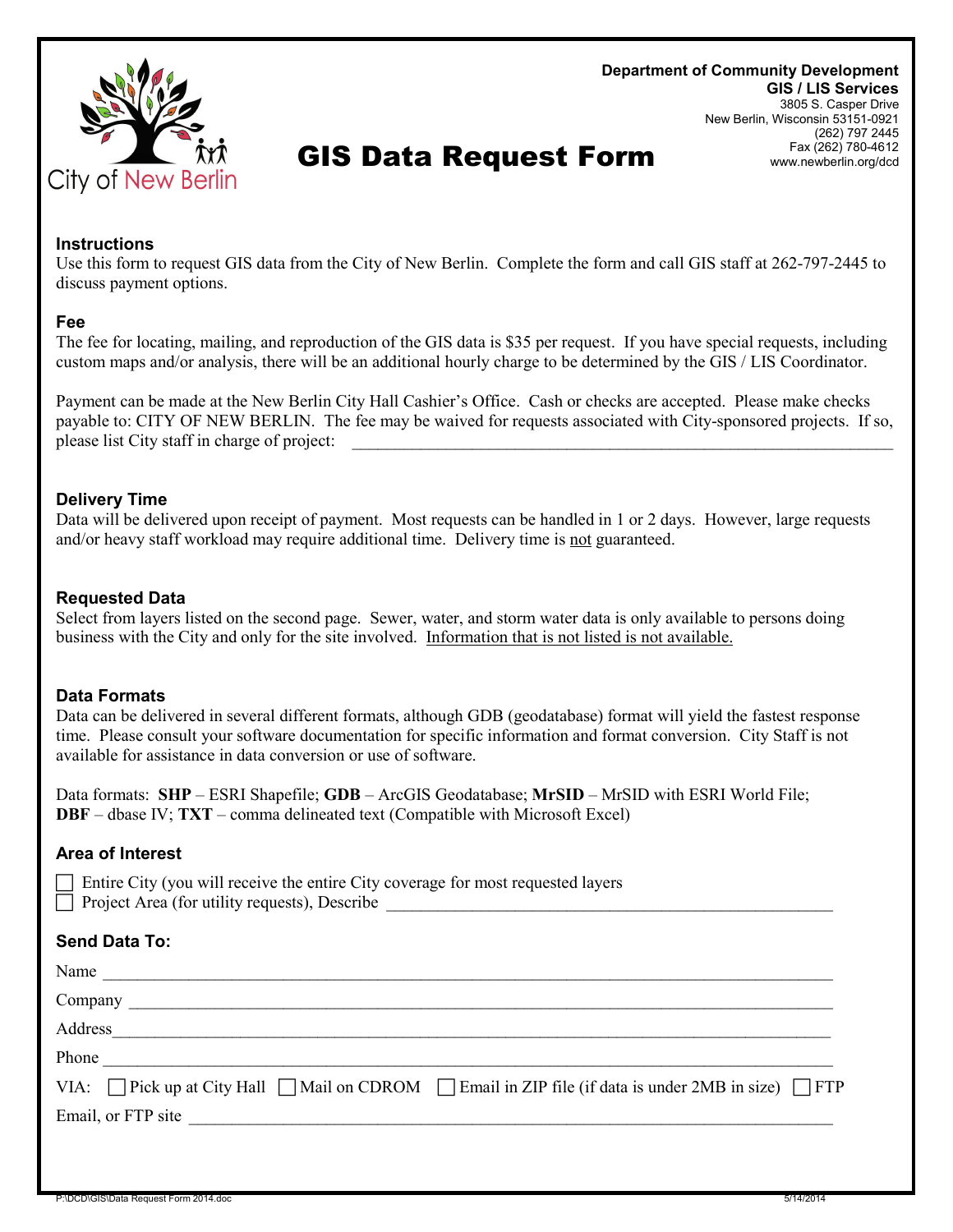City of New Berlin

**Department of Community Development**
**GIS / LIS Services**
3805 S. Casper Drive
New Berlin, Wisconsin 53151-0921
(262) 797 2445
Fax (262) 780-4612
www.newberlin.org/dcd

# GIS Data Request Form

### Instructions

Use this form to request GIS data from the City of New Berlin. Complete the form and call GIS staff at 262-797-2445 to discuss payment options.

### Fee

The fee for locating, mailing, and reproduction of the GIS data is $35 per request. If you have special requests, including custom maps and/or analysis, there will be an additional hourly charge to be determined by the GIS / LIS Coordinator.

Payment can be made at the New Berlin City Hall Cashier's Office. Cash or checks are accepted. Please make checks payable to: CITY OF NEW BERLIN. The fee may be waived for requests associated with City-sponsored projects. If so, please list City staff in charge of project: ______________________________

### Delivery Time

Data will be delivered upon receipt of payment. Most requests can be handled in 1 or 2 days. However, large requests and/or heavy staff workload may require additional time. Delivery time is not guaranteed.

### Requested Data

Select from layers listed on the second page. Sewer, water, and storm water data is only available to persons doing business with the City and only for the site involved. Information that is not listed is not available.

### Data Formats

Data can be delivered in several different formats, although GDB (geodatabase) format will yield the fastest response time. Please consult your software documentation for specific information and format conversion. City Staff is not available for assistance in data conversion or use of software.

Data formats: **SHP** – ESRI Shapefile; **GDB** – ArcGIS Geodatabase; **MrSID** – MrSID with ESRI World File; **DBF** – dbase IV; **TXT** – comma delineated text (Compatible with Microsoft Excel)

### Area of Interest

☐ Entire City (you will receive the entire City coverage for most requested layers
☐ Project Area (for utility requests), Describe ______________________________

### Send Data To:

Name ______________________________

Company ______________________________

Address ______________________________

Phone ______________________________

VIA: ☐ Pick up at City Hall ☐ Mail on CDROM ☐ Email in ZIP file (if data is under 2MB in size) ☐ FTP

Email, or FTP site ______________________________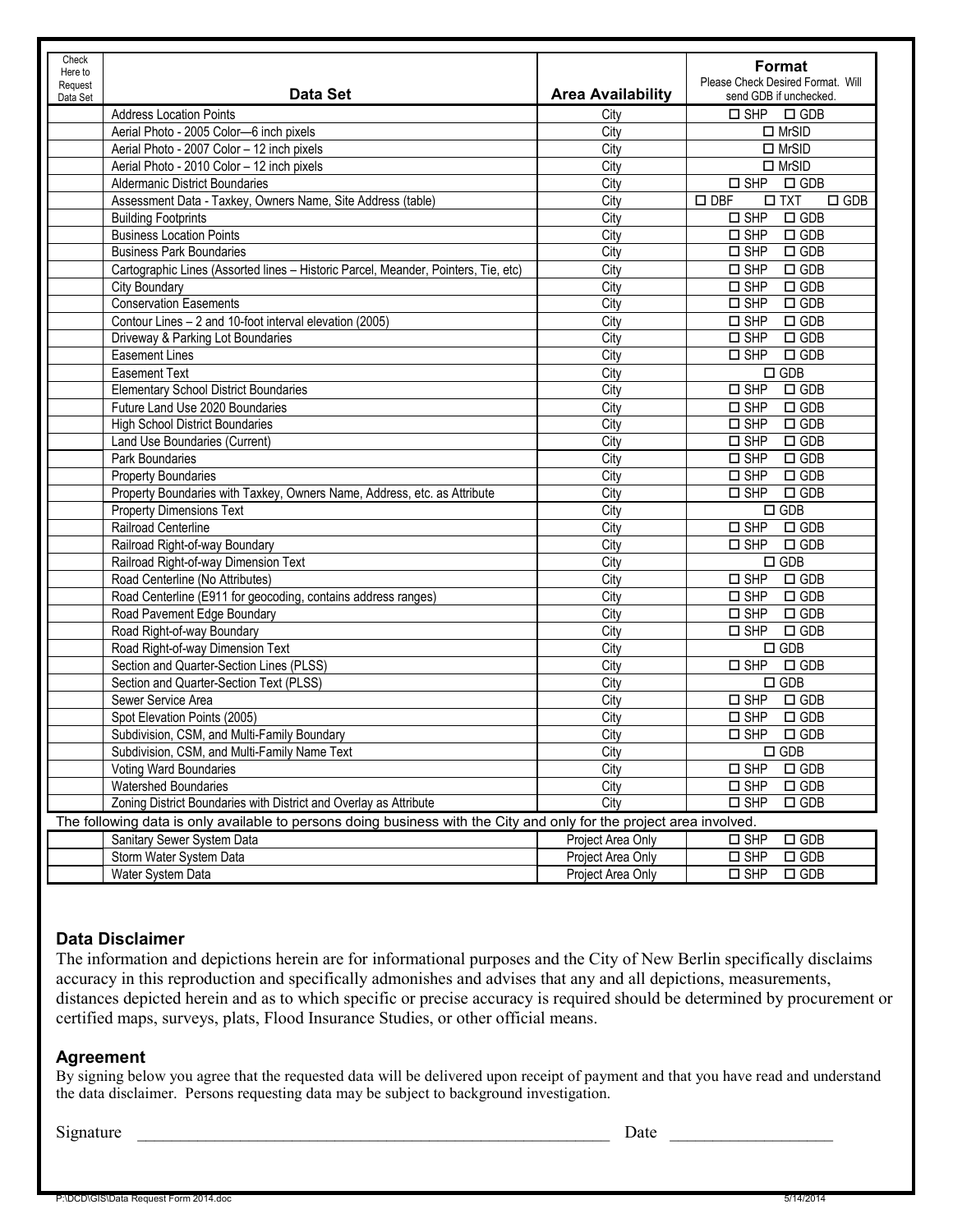| Check Here to Request Data Set | Data Set | Area Availability | Format<br>Please Check Desired Format. Will send GDB if unchecked. |
|---|---|---|---|
| | Address Location Points | City | ☐ SHP ☐ GDB |
| | Aerial Photo - 2005 Color—6 inch pixels | City | ☐ MrSID |
| | Aerial Photo - 2007 Color – 12 inch pixels | City | ☐ MrSID |
| | Aerial Photo - 2010 Color – 12 inch pixels | City | ☐ MrSID |
| | Aldermanic District Boundaries | City | ☐ SHP ☐ GDB |
| | Assessment Data - Taxkey, Owners Name, Site Address (table) | City | ☐ DBF ☐ TXT ☐ GDB |
| | Building Footprints | City | ☐ SHP ☐ GDB |
| | Business Location Points | City | ☐ SHP ☐ GDB |
| | Business Park Boundaries | City | ☐ SHP ☐ GDB |
| | Cartographic Lines (Assorted lines – Historic Parcel, Meander, Pointers, Tie, etc) | City | ☐ SHP ☐ GDB |
| | City Boundary | City | ☐ SHP ☐ GDB |
| | Conservation Easements | City | ☐ SHP ☐ GDB |
| | Contour Lines – 2 and 10-foot interval elevation (2005) | City | ☐ SHP ☐ GDB |
| | Driveway & Parking Lot Boundaries | City | ☐ SHP ☐ GDB |
| | Easement Lines | City | ☐ SHP ☐ GDB |
| | Easement Text | City | ☐ GDB |
| | Elementary School District Boundaries | City | ☐ SHP ☐ GDB |
| | Future Land Use 2020 Boundaries | City | ☐ SHP ☐ GDB |
| | High School District Boundaries | City | ☐ SHP ☐ GDB |
| | Land Use Boundaries (Current) | City | ☐ SHP ☐ GDB |
| | Park Boundaries | City | ☐ SHP ☐ GDB |
| | Property Boundaries | City | ☐ SHP ☐ GDB |
| | Property Boundaries with Taxkey, Owners Name, Address, etc. as Attribute | City | ☐ SHP ☐ GDB |
| | Property Dimensions Text | City | ☐ GDB |
| | Railroad Centerline | City | ☐ SHP ☐ GDB |
| | Railroad Right-of-way Boundary | City | ☐ SHP ☐ GDB |
| | Railroad Right-of-way Dimension Text | City | ☐ GDB |
| | Road Centerline (No Attributes) | City | ☐ SHP ☐ GDB |
| | Road Centerline (E911 for geocoding, contains address ranges) | City | ☐ SHP ☐ GDB |
| | Road Pavement Edge Boundary | City | ☐ SHP ☐ GDB |
| | Road Right-of-way Boundary | City | ☐ SHP ☐ GDB |
| | Road Right-of-way Dimension Text | City | ☐ GDB |
| | Section and Quarter-Section Lines (PLSS) | City | ☐ SHP ☐ GDB |
| | Section and Quarter-Section Text (PLSS) | City | ☐ GDB |
| | Sewer Service Area | City | ☐ SHP ☐ GDB |
| | Spot Elevation Points (2005) | City | ☐ SHP ☐ GDB |
| | Subdivision, CSM, and Multi-Family Boundary | City | ☐ SHP ☐ GDB |
| | Subdivision, CSM, and Multi-Family Name Text | City | ☐ GDB |
| | Voting Ward Boundaries | City | ☐ SHP ☐ GDB |
| | Watershed Boundaries | City | ☐ SHP ☐ GDB |
| | Zoning District Boundaries with District and Overlay as Attribute | City | ☐ SHP ☐ GDB |

The following data is only available to persons doing business with the City and only for the project area involved.

| | | | |
|---|---|---|---|
| | Sanitary Sewer System Data | Project Area Only | ☐ SHP ☐ GDB |
| | Storm Water System Data | Project Area Only | ☐ SHP ☐ GDB |
| | Water System Data | Project Area Only | ☐ SHP ☐ GDB |

## Data Disclaimer

The information and depictions herein are for informational purposes and the City of New Berlin specifically disclaims accuracy in this reproduction and specifically admonishes and advises that any and all depictions, measurements, distances depicted herein and as to which specific or precise accuracy is required should be determined by procurement or certified maps, surveys, plats, Flood Insurance Studies, or other official means.

## Agreement

By signing below you agree that the requested data will be delivered upon receipt of payment and that you have read and understand the data disclaimer. Persons requesting data may be subject to background investigation.

Signature ______________________________________________ Date ____________________

P:\DCD\GIS\Data Request Form 2014.doc 5/14/2014